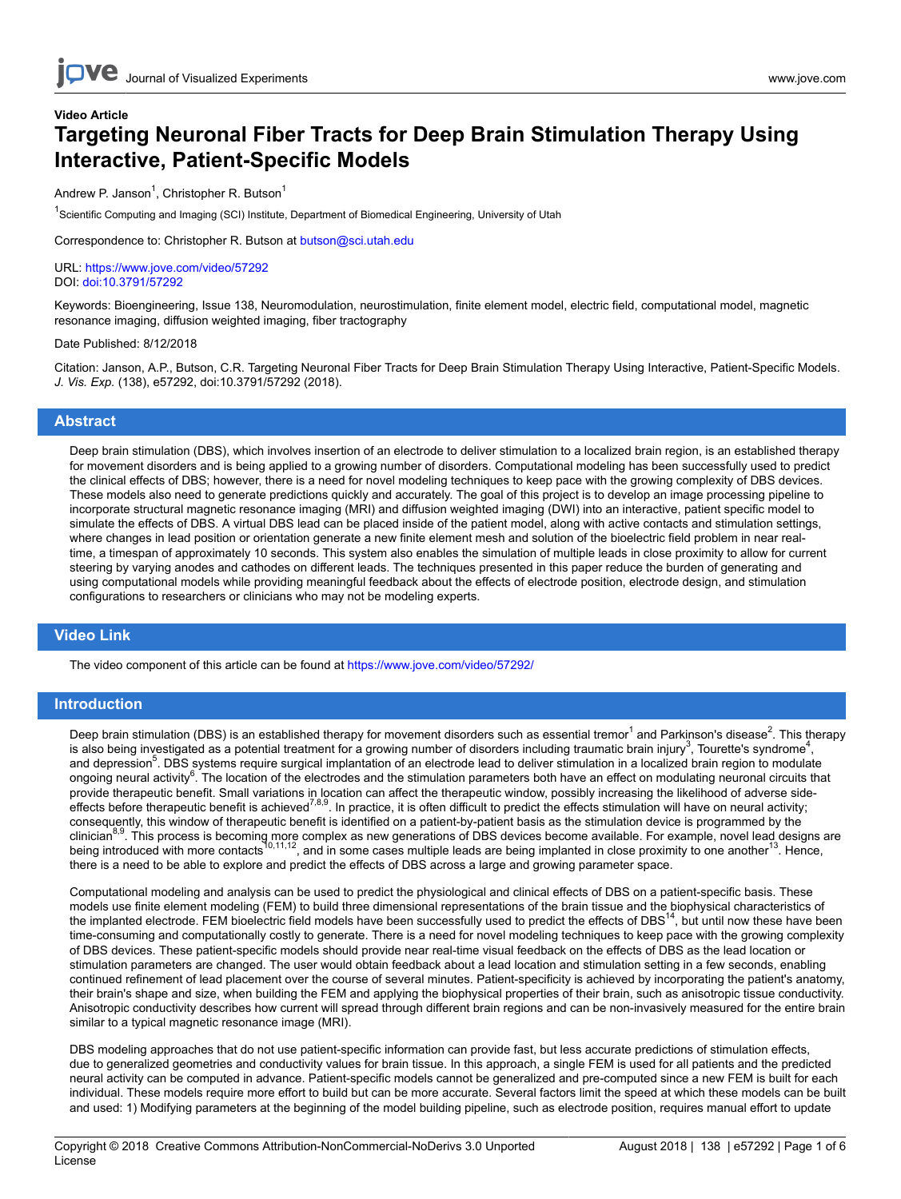Video Article

# Targeting Neuronal Fiber Tracts for Deep Brain Stimulation Therapy Using Interactive, Patient-Specific Models

Andrew P. Janson[1], Christopher R. Butson[1]

[1]Scientific Computing and Imaging (SCI) Institute, Department of Biomedical Engineering, University of Utah

Correspondence to: Christopher R. Butson at butson@sci.utah.edu

URL: https://www.jove.com/video/57292
DOI: doi:10.3791/57292

Keywords: Bioengineering, Issue 138, Neuromodulation, neurostimulation, finite element model, electric field, computational model, magnetic resonance imaging, diffusion weighted imaging, fiber tractography

Date Published: 8/12/2018

Citation: Janson, A.P., Butson, C.R. Targeting Neuronal Fiber Tracts for Deep Brain Stimulation Therapy Using Interactive, Patient-Specific Models. *J. Vis. Exp.* (138), e57292, doi:10.3791/57292 (2018).

## Abstract

Deep brain stimulation (DBS), which involves insertion of an electrode to deliver stimulation to a localized brain region, is an established therapy for movement disorders and is being applied to a growing number of disorders. Computational modeling has been successfully used to predict the clinical effects of DBS; however, there is a need for novel modeling techniques to keep pace with the growing complexity of DBS devices. These models also need to generate predictions quickly and accurately. The goal of this project is to develop an image processing pipeline to incorporate structural magnetic resonance imaging (MRI) and diffusion weighted imaging (DWI) into an interactive, patient specific model to simulate the effects of DBS. A virtual DBS lead can be placed inside of the patient model, along with active contacts and stimulation settings, where changes in lead position or orientation generate a new finite element mesh and solution of the bioelectric field problem in near real-time, a timespan of approximately 10 seconds. This system also enables the simulation of multiple leads in close proximity to allow for current steering by varying anodes and cathodes on different leads. The techniques presented in this paper reduce the burden of generating and using computational models while providing meaningful feedback about the effects of electrode position, electrode design, and stimulation configurations to researchers or clinicians who may not be modeling experts.

## Video Link

The video component of this article can be found at https://www.jove.com/video/57292/

## Introduction

Deep brain stimulation (DBS) is an established therapy for movement disorders such as essential tremor[1] and Parkinson's disease[2]. This therapy is also being investigated as a potential treatment for a growing number of disorders including traumatic brain injury[3], Tourette's syndrome[4], and depression[5]. DBS systems require surgical implantation of an electrode lead to deliver stimulation in a localized brain region to modulate ongoing neural activity[6]. The location of the electrodes and the stimulation parameters both have an effect on modulating neuronal circuits that provide therapeutic benefit. Small variations in location can affect the therapeutic window, possibly increasing the likelihood of adverse side-effects before therapeutic benefit is achieved[7,8,9]. In practice, it is often difficult to predict the effects stimulation will have on neural activity; consequently, this window of therapeutic benefit is identified on a patient-by-patient basis as the stimulation device is programmed by the clinician[8,9]. This process is becoming more complex as new generations of DBS devices become available. For example, novel lead designs are being introduced with more contacts[10,11,12], and in some cases multiple leads are being implanted in close proximity to one another[13]. Hence, there is a need to be able to explore and predict the effects of DBS across a large and growing parameter space.

Computational modeling and analysis can be used to predict the physiological and clinical effects of DBS on a patient-specific basis. These models use finite element modeling (FEM) to build three dimensional representations of the brain tissue and the biophysical characteristics of the implanted electrode. FEM bioelectric field models have been successfully used to predict the effects of DBS[14], but until now these have been time-consuming and computationally costly to generate. There is a need for novel modeling techniques to keep pace with the growing complexity of DBS devices. These patient-specific models should provide near real-time visual feedback on the effects of DBS as the lead location or stimulation parameters are changed. The user would obtain feedback about a lead location and stimulation setting in a few seconds, enabling continued refinement of lead placement over the course of several minutes. Patient-specificity is achieved by incorporating the patient's anatomy, their brain's shape and size, when building the FEM and applying the biophysical properties of their brain, such as anisotropic tissue conductivity. Anisotropic conductivity describes how current will spread through different brain regions and can be non-invasively measured for the entire brain similar to a typical magnetic resonance image (MRI).

DBS modeling approaches that do not use patient-specific information can provide fast, but less accurate predictions of stimulation effects, due to generalized geometries and conductivity values for brain tissue. In this approach, a single FEM is used for all patients and the predicted neural activity can be computed in advance. Patient-specific models cannot be generalized and pre-computed since a new FEM is built for each individual. These models require more effort to build but can be more accurate. Several factors limit the speed at which these models can be built and used: 1) Modifying parameters at the beginning of the model building pipeline, such as electrode position, requires manual effort to update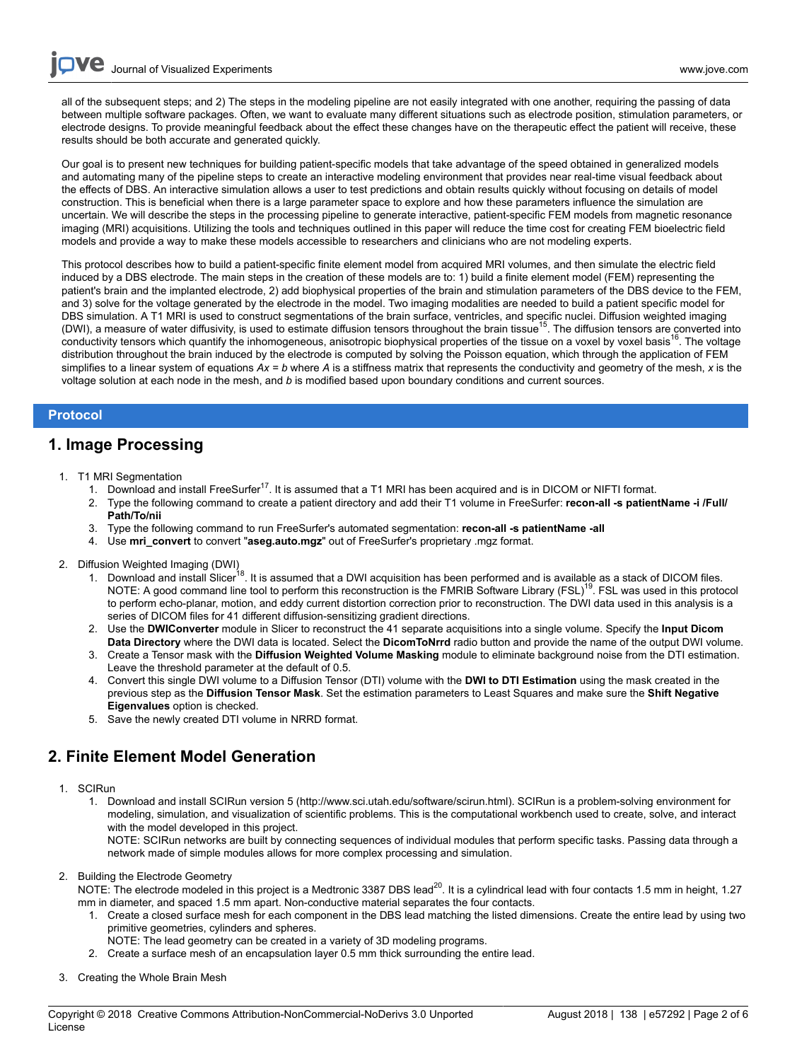all of the subsequent steps; and 2) The steps in the modeling pipeline are not easily integrated with one another, requiring the passing of data between multiple software packages. Often, we want to evaluate many different situations such as electrode position, stimulation parameters, or electrode designs. To provide meaningful feedback about the effect these changes have on the therapeutic effect the patient will receive, these results should be both accurate and generated quickly.

Our goal is to present new techniques for building patient-specific models that take advantage of the speed obtained in generalized models and automating many of the pipeline steps to create an interactive modeling environment that provides near real-time visual feedback about the effects of DBS. An interactive simulation allows a user to test predictions and obtain results quickly without focusing on details of model construction. This is beneficial when there is a large parameter space to explore and how these parameters influence the simulation are uncertain. We will describe the steps in the processing pipeline to generate interactive, patient-specific FEM models from magnetic resonance imaging (MRI) acquisitions. Utilizing the tools and techniques outlined in this paper will reduce the time cost for creating FEM bioelectric field models and provide a way to make these models accessible to researchers and clinicians who are not modeling experts.

This protocol describes how to build a patient-specific finite element model from acquired MRI volumes, and then simulate the electric field induced by a DBS electrode. The main steps in the creation of these models are to: 1) build a finite element model (FEM) representing the patient's brain and the implanted electrode, 2) add biophysical properties of the brain and stimulation parameters of the DBS device to the FEM, and 3) solve for the voltage generated by the electrode in the model. Two imaging modalities are needed to build a patient specific model for DBS simulation. A T1 MRI is used to construct segmentations of the brain surface, ventricles, and specific nuclei. Diffusion weighted imaging (DWI), a measure of water diffusivity, is used to estimate diffusion tensors throughout the brain tissue[15]. The diffusion tensors are converted into conductivity tensors which quantify the inhomogeneous, anisotropic biophysical properties of the tissue on a voxel by voxel basis[16]. The voltage distribution throughout the brain induced by the electrode is computed by solving the Poisson equation, which through the application of FEM simplifies to a linear system of equations $Ax = b$ where $A$ is a stiffness matrix that represents the conductivity and geometry of the mesh, $x$ is the voltage solution at each node in the mesh, and $b$ is modified based upon boundary conditions and current sources.

## Protocol

## 1. Image Processing

1. T1 MRI Segmentation
   1. Download and install FreeSurfer[17]. It is assumed that a T1 MRI has been acquired and is in DICOM or NIFTI format.
   2. Type the following command to create a patient directory and add their T1 volume in FreeSurfer: **recon-all -s patientName -i /Full/Path/To/nii**
   3. Type the following command to run FreeSurfer's automated segmentation: **recon-all -s patientName -all**
   4. Use **mri_convert** to convert "**aseg.auto.mgz**" out of FreeSurfer's proprietary .mgz format.
2. Diffusion Weighted Imaging (DWI)
   1. Download and install Slicer[18]. It is assumed that a DWI acquisition has been performed and is available as a stack of DICOM files. NOTE: A good command line tool to perform this reconstruction is the FMRIB Software Library (FSL)[19]. FSL was used in this protocol to perform echo-planar, motion, and eddy current distortion correction prior to reconstruction. The DWI data used in this analysis is a series of DICOM files for 41 different diffusion-sensitizing gradient directions.
   2. Use the **DWIConverter** module in Slicer to reconstruct the 41 separate acquisitions into a single volume. Specify the **Input Dicom Data Directory** where the DWI data is located. Select the **DicomToNrrd** radio button and provide the name of the output DWI volume.
   3. Create a Tensor mask with the **Diffusion Weighted Volume Masking** module to eliminate background noise from the DTI estimation. Leave the threshold parameter at the default of 0.5.
   4. Convert this single DWI volume to a Diffusion Tensor (DTI) volume with the **DWI to DTI Estimation** using the mask created in the previous step as the **Diffusion Tensor Mask**. Set the estimation parameters to Least Squares and make sure the **Shift Negative Eigenvalues** option is checked.
   5. Save the newly created DTI volume in NRRD format.

## 2. Finite Element Model Generation

1. SCIRun
   1. Download and install SCIRun version 5 (http://www.sci.utah.edu/software/scirun.html). SCIRun is a problem-solving environment for modeling, simulation, and visualization of scientific problems. This is the computational workbench used to create, solve, and interact with the model developed in this project.
      NOTE: SCIRun networks are built by connecting sequences of individual modules that perform specific tasks. Passing data through a network made of simple modules allows for more complex processing and simulation.
2. Building the Electrode Geometry
   NOTE: The electrode modeled in this project is a Medtronic 3387 DBS lead[20]. It is a cylindrical lead with four contacts 1.5 mm in height, 1.27 mm in diameter, and spaced 1.5 mm apart. Non-conductive material separates the four contacts.
   1. Create a closed surface mesh for each component in the DBS lead matching the listed dimensions. Create the entire lead by using two primitive geometries, cylinders and spheres.
      NOTE: The lead geometry can be created in a variety of 3D modeling programs.
   2. Create a surface mesh of an encapsulation layer 0.5 mm thick surrounding the entire lead.
3. Creating the Whole Brain Mesh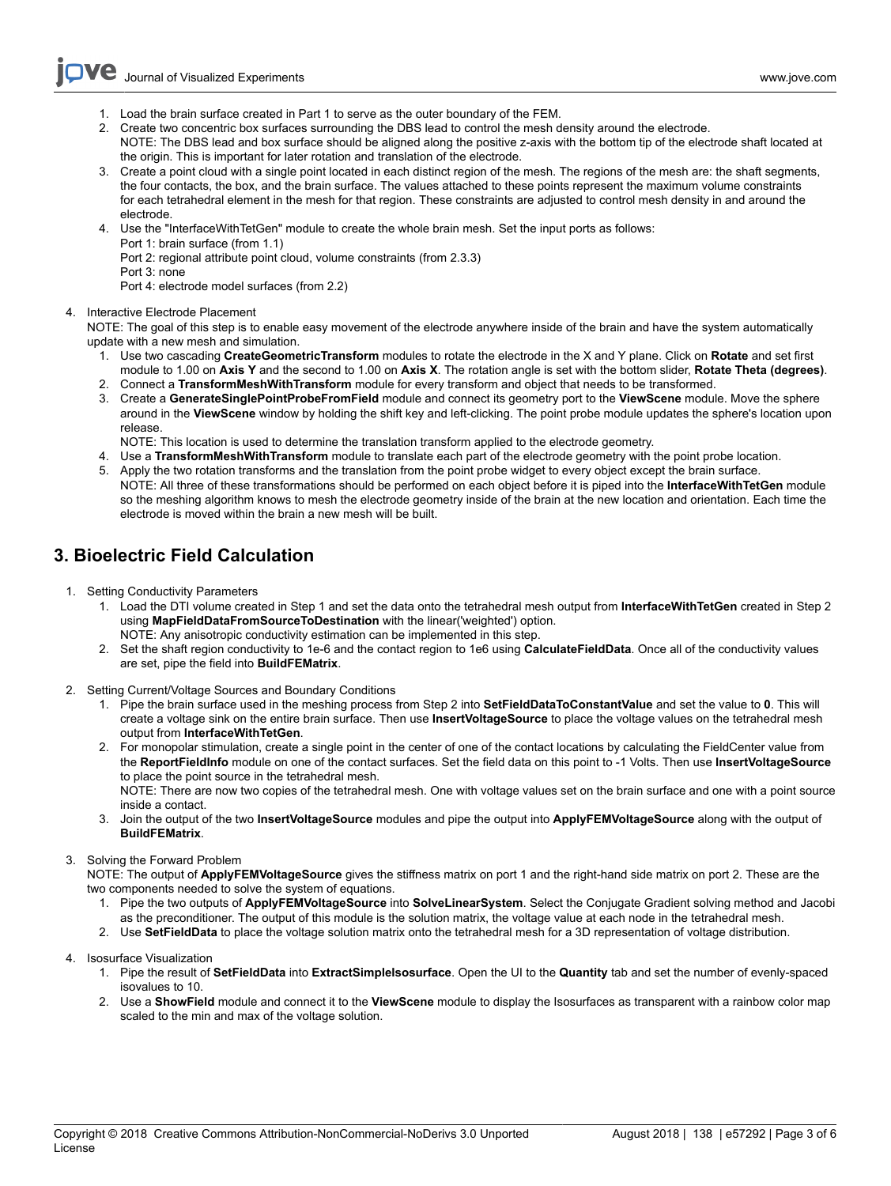1. Load the brain surface created in Part 1 to serve as the outer boundary of the FEM.
2. Create two concentric box surfaces surrounding the DBS lead to control the mesh density around the electrode.
   NOTE: The DBS lead and box surface should be aligned along the positive z-axis with the bottom tip of the electrode shaft located at the origin. This is important for later rotation and translation of the electrode.
3. Create a point cloud with a single point located in each distinct region of the mesh. The regions of the mesh are: the shaft segments, the four contacts, the box, and the brain surface. The values attached to these points represent the maximum volume constraints for each tetrahedral element in the mesh for that region. These constraints are adjusted to control mesh density in and around the electrode.
4. Use the "InterfaceWithTetGen" module to create the whole brain mesh. Set the input ports as follows:
   Port 1: brain surface (from 1.1)
   Port 2: regional attribute point cloud, volume constraints (from 2.3.3)
   Port 3: none
   Port 4: electrode model surfaces (from 2.2)

4. Interactive Electrode Placement
   NOTE: The goal of this step is to enable easy movement of the electrode anywhere inside of the brain and have the system automatically update with a new mesh and simulation.
   1. Use two cascading **CreateGeometricTransform** modules to rotate the electrode in the X and Y plane. Click on **Rotate** and set first module to 1.00 on **Axis Y** and the second to 1.00 on **Axis X**. The rotation angle is set with the bottom slider, **Rotate Theta (degrees)**.
   2. Connect a **TransformMeshWithTransform** module for every transform and object that needs to be transformed.
   3. Create a **GenerateSinglePointProbeFromField** module and connect its geometry port to the **ViewScene** module. Move the sphere around in the **ViewScene** window by holding the shift key and left-clicking. The point probe module updates the sphere's location upon release.
      NOTE: This location is used to determine the translation transform applied to the electrode geometry.
   4. Use a **TransformMeshWithTransform** module to translate each part of the electrode geometry with the point probe location.
   5. Apply the two rotation transforms and the translation from the point probe widget to every object except the brain surface.
      NOTE: All three of these transformations should be performed on each object before it is piped into the **InterfaceWithTetGen** module so the meshing algorithm knows to mesh the electrode geometry inside of the brain at the new location and orientation. Each time the electrode is moved within the brain a new mesh will be built.

## 3. Bioelectric Field Calculation

1. Setting Conductivity Parameters
   1. Load the DTI volume created in Step 1 and set the data onto the tetrahedral mesh output from **InterfaceWithTetGen** created in Step 2 using **MapFieldDataFromSourceToDestination** with the linear('weighted') option.
      NOTE: Any anisotropic conductivity estimation can be implemented in this step.
   2. Set the shaft region conductivity to 1e-6 and the contact region to 1e6 using **CalculateFieldData**. Once all of the conductivity values are set, pipe the field into **BuildFEMatrix**.

2. Setting Current/Voltage Sources and Boundary Conditions
   1. Pipe the brain surface used in the meshing process from Step 2 into **SetFieldDataToConstantValue** and set the value to **0**. This will create a voltage sink on the entire brain surface. Then use **InsertVoltageSource** to place the voltage values on the tetrahedral mesh output from **InterfaceWithTetGen**.
   2. For monopolar stimulation, create a single point in the center of one of the contact locations by calculating the FieldCenter value from the **ReportFieldInfo** module on one of the contact surfaces. Set the field data on this point to -1 Volts. Then use **InsertVoltageSource** to place the point source in the tetrahedral mesh.
      NOTE: There are now two copies of the tetrahedral mesh. One with voltage values set on the brain surface and one with a point source inside a contact.
   3. Join the output of the two **InsertVoltageSource** modules and pipe the output into **ApplyFEMVoltageSource** along with the output of **BuildFEMatrix**.

3. Solving the Forward Problem
   NOTE: The output of **ApplyFEMVoltageSource** gives the stiffness matrix on port 1 and the right-hand side matrix on port 2. These are the two components needed to solve the system of equations.
   1. Pipe the two outputs of **ApplyFEMVoltageSource** into **SolveLinearSystem**. Select the Conjugate Gradient solving method and Jacobi as the preconditioner. The output of this module is the solution matrix, the voltage value at each node in the tetrahedral mesh.
   2. Use **SetFieldData** to place the voltage solution matrix onto the tetrahedral mesh for a 3D representation of voltage distribution.

4. Isosurface Visualization
   1. Pipe the result of **SetFieldData** into **ExtractSimpleIsosurface**. Open the UI to the **Quantity** tab and set the number of evenly-spaced isovalues to 10.
   2. Use a **ShowField** module and connect it to the **ViewScene** module to display the Isosurfaces as transparent with a rainbow color map scaled to the min and max of the voltage solution.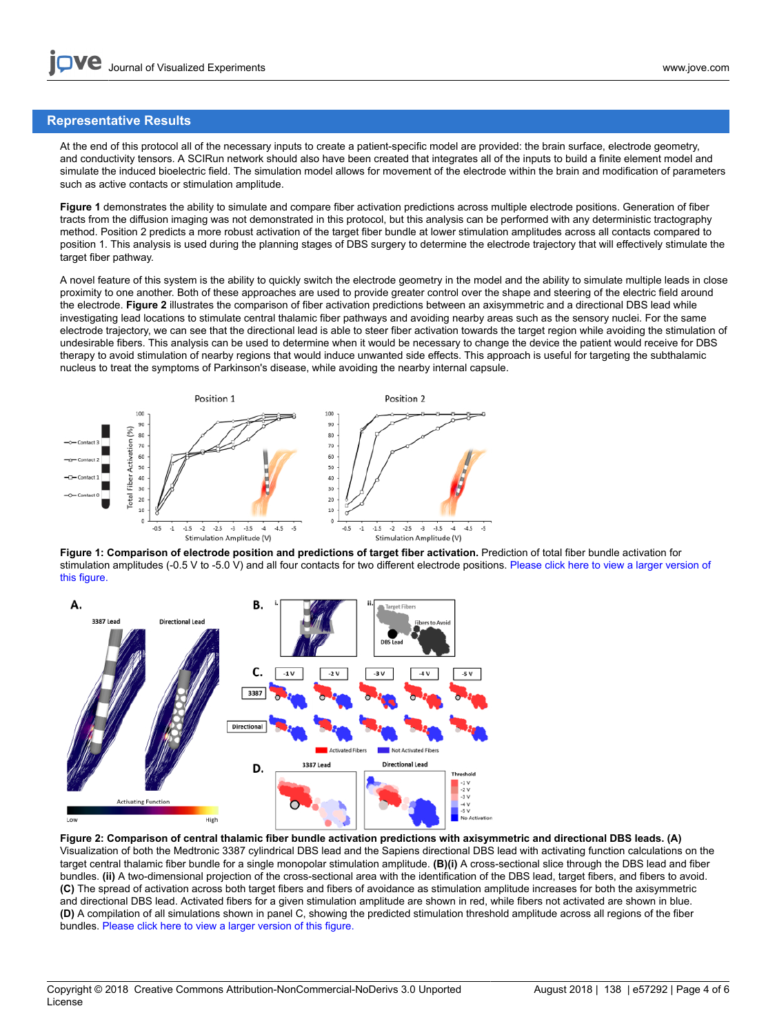## Representative Results

At the end of this protocol all of the necessary inputs to create a patient-specific model are provided: the brain surface, electrode geometry, and conductivity tensors. A SCIRun network should also have been created that integrates all of the inputs to build a finite element model and simulate the induced bioelectric field. The simulation model allows for movement of the electrode within the brain and modification of parameters such as active contacts or stimulation amplitude.

**Figure 1** demonstrates the ability to simulate and compare fiber activation predictions across multiple electrode positions. Generation of fiber tracts from the diffusion imaging was not demonstrated in this protocol, but this analysis can be performed with any deterministic tractography method. Position 2 predicts a more robust activation of the target fiber bundle at lower stimulation amplitudes across all contacts compared to position 1. This analysis is used during the planning stages of DBS surgery to determine the electrode trajectory that will effectively stimulate the target fiber pathway.

A novel feature of this system is the ability to quickly switch the electrode geometry in the model and the ability to simulate multiple leads in close proximity to one another. Both of these approaches are used to provide greater control over the shape and steering of the electric field around the electrode. **Figure 2** illustrates the comparison of fiber activation predictions between an axisymmetric and a directional DBS lead while investigating lead locations to stimulate central thalamic fiber pathways and avoiding nearby areas such as the sensory nuclei. For the same electrode trajectory, we can see that the directional lead is able to steer fiber activation towards the target region while avoiding the stimulation of undesirable fibers. This analysis can be used to determine when it would be necessary to change the device the patient would receive for DBS therapy to avoid stimulation of nearby regions that would induce unwanted side effects. This approach is useful for targeting the subthalamic nucleus to treat the symptoms of Parkinson's disease, while avoiding the nearby internal capsule.

Position 1
Position 2
Contact 3
Contact 2
Contact 1
Contact 0
Total Fiber Activation (%)
100
90
80
70
60
50
40
30
20
10
0
-0.5 -1 -1.5 -2 -2.5 -3 -3.5 -4 -4.5 -5
Stimulation Amplitude (V)

**Figure 1: Comparison of electrode position and predictions of target fiber activation.** Prediction of total fiber bundle activation for stimulation amplitudes (-0.5 V to -5.0 V) and all four contacts for two different electrode positions. Please click here to view a larger version of this figure.

A.
3387 Lead
Directional Lead
Activating Function
Low
High

B.
i.
ii.
Target Fibers
Fibers to Avoid
DBS Lead

C.
-1 V
-2 V
-3 V
-4 V
-5 V
3387
Directional
Activated Fibers
Not Activated Fibers

D.
3387 Lead
Directional Lead
Threshold
-1 V
-2 V
-3 V
-4 V
-5 V
No Activation

**Figure 2: Comparison of central thalamic fiber bundle activation predictions with axisymmetric and directional DBS leads. (A)** Visualization of both the Medtronic 3387 cylindrical DBS lead and the Sapiens directional DBS lead with activating function calculations on the target central thalamic fiber bundle for a single monopolar stimulation amplitude. **(B)(i)** A cross-sectional slice through the DBS lead and fiber bundles. **(ii)** A two-dimensional projection of the cross-sectional area with the identification of the DBS lead, target fibers, and fibers to avoid. **(C)** The spread of activation across both target fibers and fibers of avoidance as stimulation amplitude increases for both the axisymmetric and directional DBS lead. Activated fibers for a given stimulation amplitude are shown in red, while fibers not activated are shown in blue. **(D)** A compilation of all simulations shown in panel C, showing the predicted stimulation threshold amplitude across all regions of the fiber bundles. Please click here to view a larger version of this figure.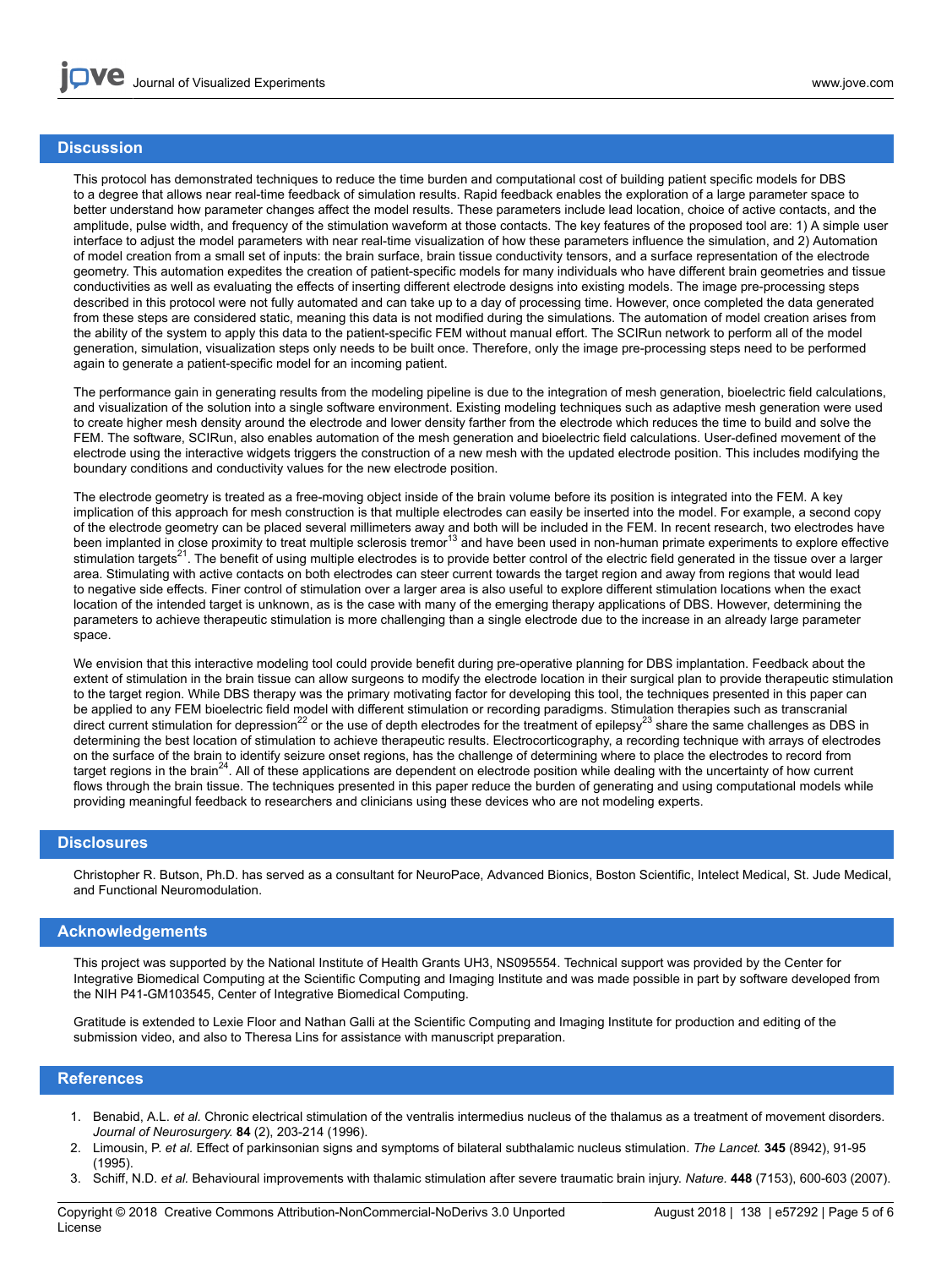## Discussion

This protocol has demonstrated techniques to reduce the time burden and computational cost of building patient specific models for DBS to a degree that allows near real-time feedback of simulation results. Rapid feedback enables the exploration of a large parameter space to better understand how parameter changes affect the model results. These parameters include lead location, choice of active contacts, and the amplitude, pulse width, and frequency of the stimulation waveform at those contacts. The key features of the proposed tool are: 1) A simple user interface to adjust the model parameters with near real-time visualization of how these parameters influence the simulation, and 2) Automation of model creation from a small set of inputs: the brain surface, brain tissue conductivity tensors, and a surface representation of the electrode geometry. This automation expedites the creation of patient-specific models for many individuals who have different brain geometries and tissue conductivities as well as evaluating the effects of inserting different electrode designs into existing models. The image pre-processing steps described in this protocol were not fully automated and can take up to a day of processing time. However, once completed the data generated from these steps are considered static, meaning this data is not modified during the simulations. The automation of model creation arises from the ability of the system to apply this data to the patient-specific FEM without manual effort. The SCIRun network to perform all of the model generation, simulation, visualization steps only needs to be built once. Therefore, only the image pre-processing steps need to be performed again to generate a patient-specific model for an incoming patient.

The performance gain in generating results from the modeling pipeline is due to the integration of mesh generation, bioelectric field calculations, and visualization of the solution into a single software environment. Existing modeling techniques such as adaptive mesh generation were used to create higher mesh density around the electrode and lower density farther from the electrode which reduces the time to build and solve the FEM. The software, SCIRun, also enables automation of the mesh generation and bioelectric field calculations. User-defined movement of the electrode using the interactive widgets triggers the construction of a new mesh with the updated electrode position. This includes modifying the boundary conditions and conductivity values for the new electrode position.

The electrode geometry is treated as a free-moving object inside of the brain volume before its position is integrated into the FEM. A key implication of this approach for mesh construction is that multiple electrodes can easily be inserted into the model. For example, a second copy of the electrode geometry can be placed several millimeters away and both will be included in the FEM. In recent research, two electrodes have been implanted in close proximity to treat multiple sclerosis tremor[13] and have been used in non-human primate experiments to explore effective stimulation targets[21]. The benefit of using multiple electrodes is to provide better control of the electric field generated in the tissue over a larger area. Stimulating with active contacts on both electrodes can steer current towards the target region and away from regions that would lead to negative side effects. Finer control of stimulation over a larger area is also useful to explore different stimulation locations when the exact location of the intended target is unknown, as is the case with many of the emerging therapy applications of DBS. However, determining the parameters to achieve therapeutic stimulation is more challenging than a single electrode due to the increase in an already large parameter space.

We envision that this interactive modeling tool could provide benefit during pre-operative planning for DBS implantation. Feedback about the extent of stimulation in the brain tissue can allow surgeons to modify the electrode location in their surgical plan to provide therapeutic stimulation to the target region. While DBS therapy was the primary motivating factor for developing this tool, the techniques presented in this paper can be applied to any FEM bioelectric field model with different stimulation or recording paradigms. Stimulation therapies such as transcranial direct current stimulation for depression[22] or the use of depth electrodes for the treatment of epilepsy[23] share the same challenges as DBS in determining the best location of stimulation to achieve therapeutic results. Electrocorticography, a recording technique with arrays of electrodes on the surface of the brain to identify seizure onset regions, has the challenge of determining where to place the electrodes to record from target regions in the brain[24]. All of these applications are dependent on electrode position while dealing with the uncertainty of how current flows through the brain tissue. The techniques presented in this paper reduce the burden of generating and using computational models while providing meaningful feedback to researchers and clinicians using these devices who are not modeling experts.

## Disclosures

Christopher R. Butson, Ph.D. has served as a consultant for NeuroPace, Advanced Bionics, Boston Scientific, Intelect Medical, St. Jude Medical, and Functional Neuromodulation.

## Acknowledgements

This project was supported by the National Institute of Health Grants UH3, NS095554. Technical support was provided by the Center for Integrative Biomedical Computing at the Scientific Computing and Imaging Institute and was made possible in part by software developed from the NIH P41-GM103545, Center of Integrative Biomedical Computing.

Gratitude is extended to Lexie Floor and Nathan Galli at the Scientific Computing and Imaging Institute for production and editing of the submission video, and also to Theresa Lins for assistance with manuscript preparation.

## References

1. Benabid, A.L. *et al.* Chronic electrical stimulation of the ventralis intermedius nucleus of the thalamus as a treatment of movement disorders. *Journal of Neurosurgery.* **84** (2), 203-214 (1996).
2. Limousin, P. *et al.* Effect of parkinsonian signs and symptoms of bilateral subthalamic nucleus stimulation. *The Lancet.* **345** (8942), 91-95 (1995).
3. Schiff, N.D. *et al.* Behavioural improvements with thalamic stimulation after severe traumatic brain injury. *Nature.* **448** (7153), 600-603 (2007).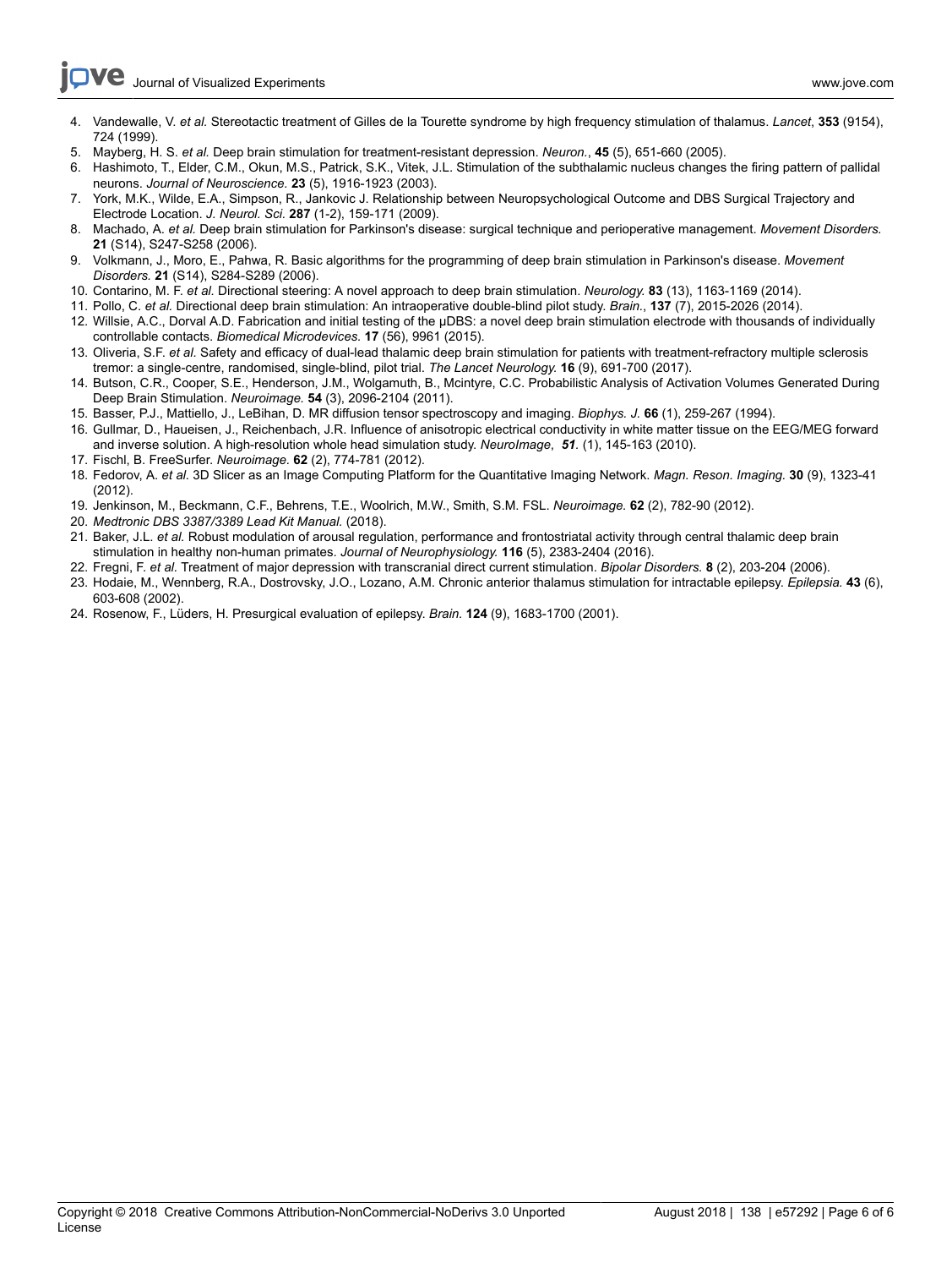4. Vandewalle, V. *et al.* Stereotactic treatment of Gilles de la Tourette syndrome by high frequency stimulation of thalamus. *Lancet*, **353** (9154), 724 (1999).
5. Mayberg, H. S. *et al.* Deep brain stimulation for treatment-resistant depression. *Neuron.*, **45** (5), 651-660 (2005).
6. Hashimoto, T., Elder, C.M., Okun, M.S., Patrick, S.K., Vitek, J.L. Stimulation of the subthalamic nucleus changes the firing pattern of pallidal neurons. *Journal of Neuroscience.* **23** (5), 1916-1923 (2003).
7. York, M.K., Wilde, E.A., Simpson, R., Jankovic J. Relationship between Neuropsychological Outcome and DBS Surgical Trajectory and Electrode Location. *J. Neurol. Sci.* **287** (1-2), 159-171 (2009).
8. Machado, A. *et al.* Deep brain stimulation for Parkinson's disease: surgical technique and perioperative management. *Movement Disorders.* **21** (S14), S247-S258 (2006).
9. Volkmann, J., Moro, E., Pahwa, R. Basic algorithms for the programming of deep brain stimulation in Parkinson's disease. *Movement Disorders.* **21** (S14), S284-S289 (2006).
10. Contarino, M. F. *et al.* Directional steering: A novel approach to deep brain stimulation. *Neurology.* **83** (13), 1163-1169 (2014).
11. Pollo, C. *et al.* Directional deep brain stimulation: An intraoperative double-blind pilot study. *Brain.*, **137** (7), 2015-2026 (2014).
12. Willsie, A.C., Dorval A.D. Fabrication and initial testing of the μDBS: a novel deep brain stimulation electrode with thousands of individually controllable contacts. *Biomedical Microdevices.* **17** (56), 9961 (2015).
13. Oliveria, S.F. *et al.* Safety and efficacy of dual-lead thalamic deep brain stimulation for patients with treatment-refractory multiple sclerosis tremor: a single-centre, randomised, single-blind, pilot trial. *The Lancet Neurology.* **16** (9), 691-700 (2017).
14. Butson, C.R., Cooper, S.E., Henderson, J.M., Wolgamuth, B., Mcintyre, C.C. Probabilistic Analysis of Activation Volumes Generated During Deep Brain Stimulation. *Neuroimage.* **54** (3), 2096-2104 (2011).
15. Basser, P.J., Mattiello, J., LeBihan, D. MR diffusion tensor spectroscopy and imaging. *Biophys. J.* **66** (1), 259-267 (1994).
16. Gullmar, D., Haueisen, J., Reichenbach, J.R. Influence of anisotropic electrical conductivity in white matter tissue on the EEG/MEG forward and inverse solution. A high-resolution whole head simulation study. *NeuroImage*, ***51***. (1), 145-163 (2010).
17. Fischl, B. FreeSurfer. *Neuroimage.* **62** (2), 774-781 (2012).
18. Fedorov, A. *et al*. 3D Slicer as an Image Computing Platform for the Quantitative Imaging Network. *Magn. Reson. Imaging.* **30** (9), 1323-41 (2012).
19. Jenkinson, M., Beckmann, C.F., Behrens, T.E., Woolrich, M.W., Smith, S.M. FSL. *Neuroimage.* **62** (2), 782-90 (2012).
20. *Medtronic DBS 3387/3389 Lead Kit Manual.* (2018).
21. Baker, J.L. *et al.* Robust modulation of arousal regulation, performance and frontostriatal activity through central thalamic deep brain stimulation in healthy non-human primates. *Journal of Neurophysiology.* **116** (5), 2383-2404 (2016).
22. Fregni, F. *et al.* Treatment of major depression with transcranial direct current stimulation. *Bipolar Disorders.* **8** (2), 203-204 (2006).
23. Hodaie, M., Wennberg, R.A., Dostrovsky, J.O., Lozano, A.M. Chronic anterior thalamus stimulation for intractable epilepsy. *Epilepsia.* **43** (6), 603-608 (2002).
24. Rosenow, F., Lüders, H. Presurgical evaluation of epilepsy. *Brain.* **124** (9), 1683-1700 (2001).